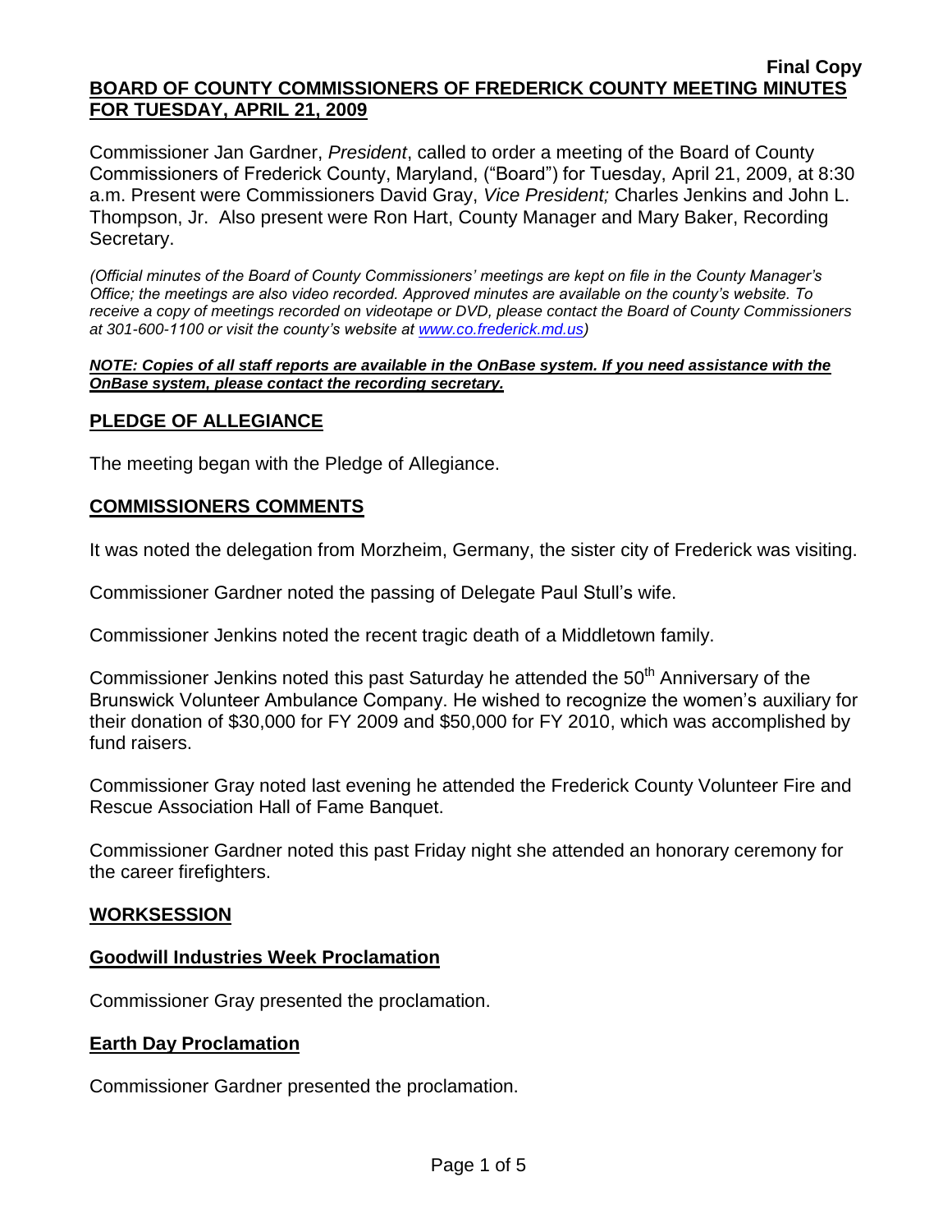**Final Copy**

# BOARD OF COUNTY COMMISSIONERS OF FREDERICK COUNTY MEETING MINUTES FOR TUESDAY, APRIL 21, 2009

Commissioner Jan Gardner, *President*, called to order a meeting of the Board of County Commissioners of Frederick County, Maryland, ("Board") for Tuesday, April 21, 2009, at 8:30 a.m. Present were Commissioners David Gray, *Vice President;* Charles Jenkins and John L. Thompson, Jr. Also present were Ron Hart, County Manager and Mary Baker, Recording Secretary.

*(Official minutes of the Board of County Commissioners' meetings are kept on file in the County Manager's Office; the meetings are also video recorded. Approved minutes are available on the county's website. To receive a copy of meetings recorded on videotape or DVD, please contact the Board of County Commissioners at 301-600-1100 or visit the county's website at www.co.frederick.md.us)*

***NOTE: Copies of all staff reports are available in the OnBase system. If you need assistance with the OnBase system, please contact the recording secretary.***

## PLEDGE OF ALLEGIANCE

The meeting began with the Pledge of Allegiance.

## COMMISSIONERS COMMENTS

It was noted the delegation from Morzheim, Germany, the sister city of Frederick was visiting.

Commissioner Gardner noted the passing of Delegate Paul Stull's wife.

Commissioner Jenkins noted the recent tragic death of a Middletown family.

Commissioner Jenkins noted this past Saturday he attended the 50th Anniversary of the Brunswick Volunteer Ambulance Company. He wished to recognize the women's auxiliary for their donation of $30,000 for FY 2009 and $50,000 for FY 2010, which was accomplished by fund raisers.

Commissioner Gray noted last evening he attended the Frederick County Volunteer Fire and Rescue Association Hall of Fame Banquet.

Commissioner Gardner noted this past Friday night she attended an honorary ceremony for the career firefighters.

## WORKSESSION

### Goodwill Industries Week Proclamation

Commissioner Gray presented the proclamation.

### Earth Day Proclamation

Commissioner Gardner presented the proclamation.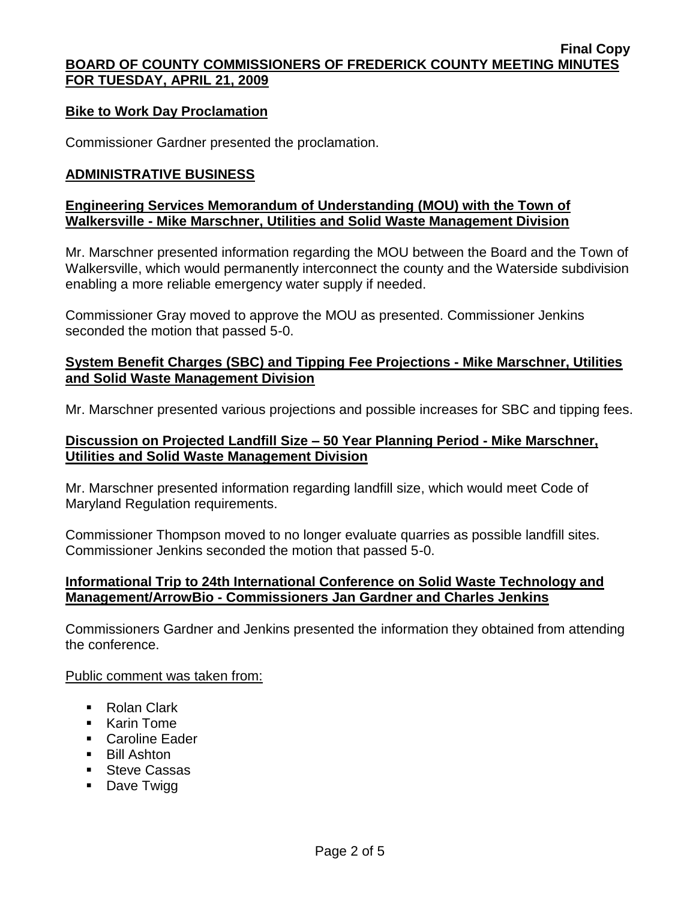## Bike to Work Day Proclamation

Commissioner Gardner presented the proclamation.

## ADMINISTRATIVE BUSINESS

### Engineering Services Memorandum of Understanding (MOU) with the Town of Walkersville - Mike Marschner, Utilities and Solid Waste Management Division

Mr. Marschner presented information regarding the MOU between the Board and the Town of Walkersville, which would permanently interconnect the county and the Waterside subdivision enabling a more reliable emergency water supply if needed.

Commissioner Gray moved to approve the MOU as presented. Commissioner Jenkins seconded the motion that passed 5-0.

### System Benefit Charges (SBC) and Tipping Fee Projections - Mike Marschner, Utilities and Solid Waste Management Division

Mr. Marschner presented various projections and possible increases for SBC and tipping fees.

### Discussion on Projected Landfill Size – 50 Year Planning Period - Mike Marschner, Utilities and Solid Waste Management Division

Mr. Marschner presented information regarding landfill size, which would meet Code of Maryland Regulation requirements.

Commissioner Thompson moved to no longer evaluate quarries as possible landfill sites. Commissioner Jenkins seconded the motion that passed 5-0.

### Informational Trip to 24th International Conference on Solid Waste Technology and Management/ArrowBio - Commissioners Jan Gardner and Charles Jenkins

Commissioners Gardner and Jenkins presented the information they obtained from attending the conference.

Public comment was taken from:

- Rolan Clark
- Karin Tome
- Caroline Eader
- Bill Ashton
- Steve Cassas
- Dave Twigg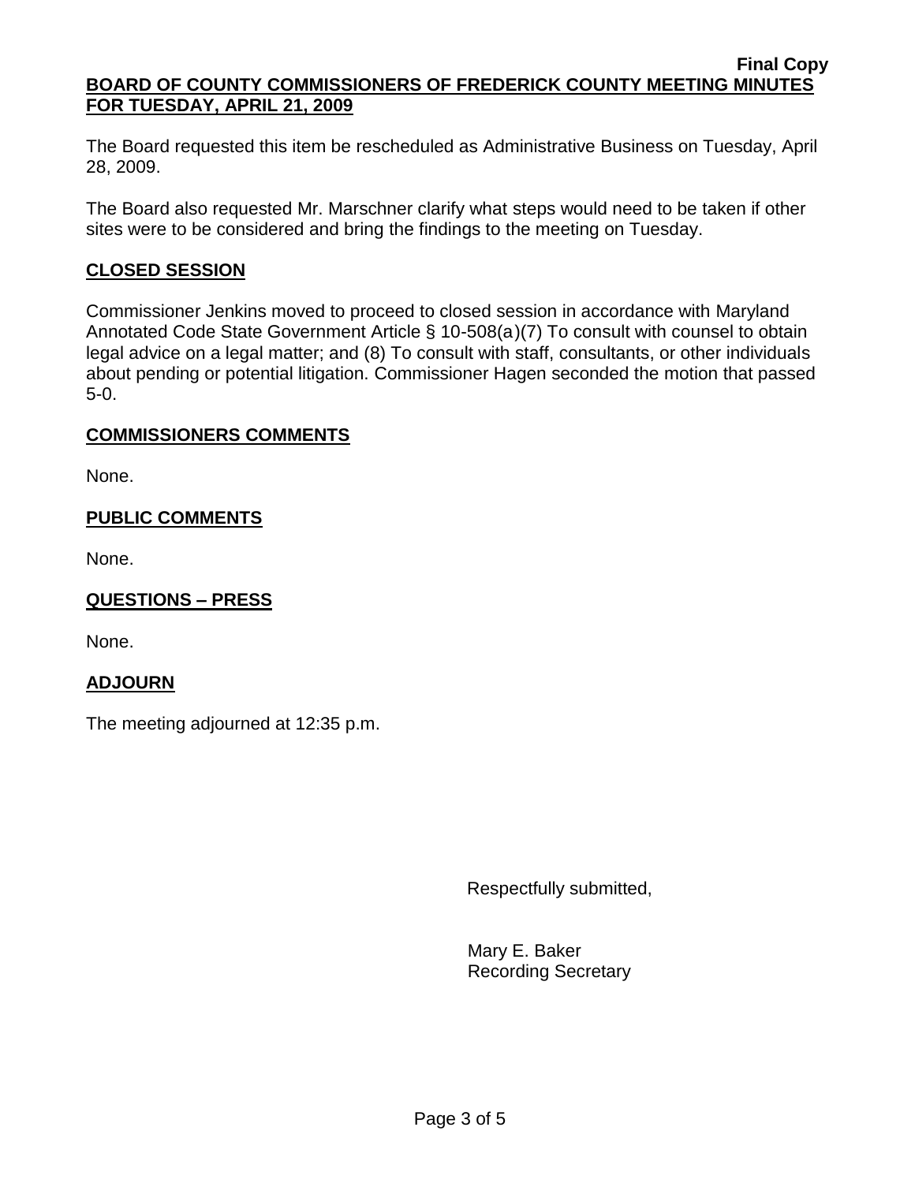The Board requested this item be rescheduled as Administrative Business on Tuesday, April 28, 2009.

The Board also requested Mr. Marschner clarify what steps would need to be taken if other sites were to be considered and bring the findings to the meeting on Tuesday.

## CLOSED SESSION

Commissioner Jenkins moved to proceed to closed session in accordance with Maryland Annotated Code State Government Article § 10-508(a)(7) To consult with counsel to obtain legal advice on a legal matter; and (8) To consult with staff, consultants, or other individuals about pending or potential litigation. Commissioner Hagen seconded the motion that passed 5-0.

## COMMISSIONERS COMMENTS

None.

## PUBLIC COMMENTS

None.

## QUESTIONS – PRESS

None.

## ADJOURN

The meeting adjourned at 12:35 p.m.

Respectfully submitted,

Mary E. Baker
Recording Secretary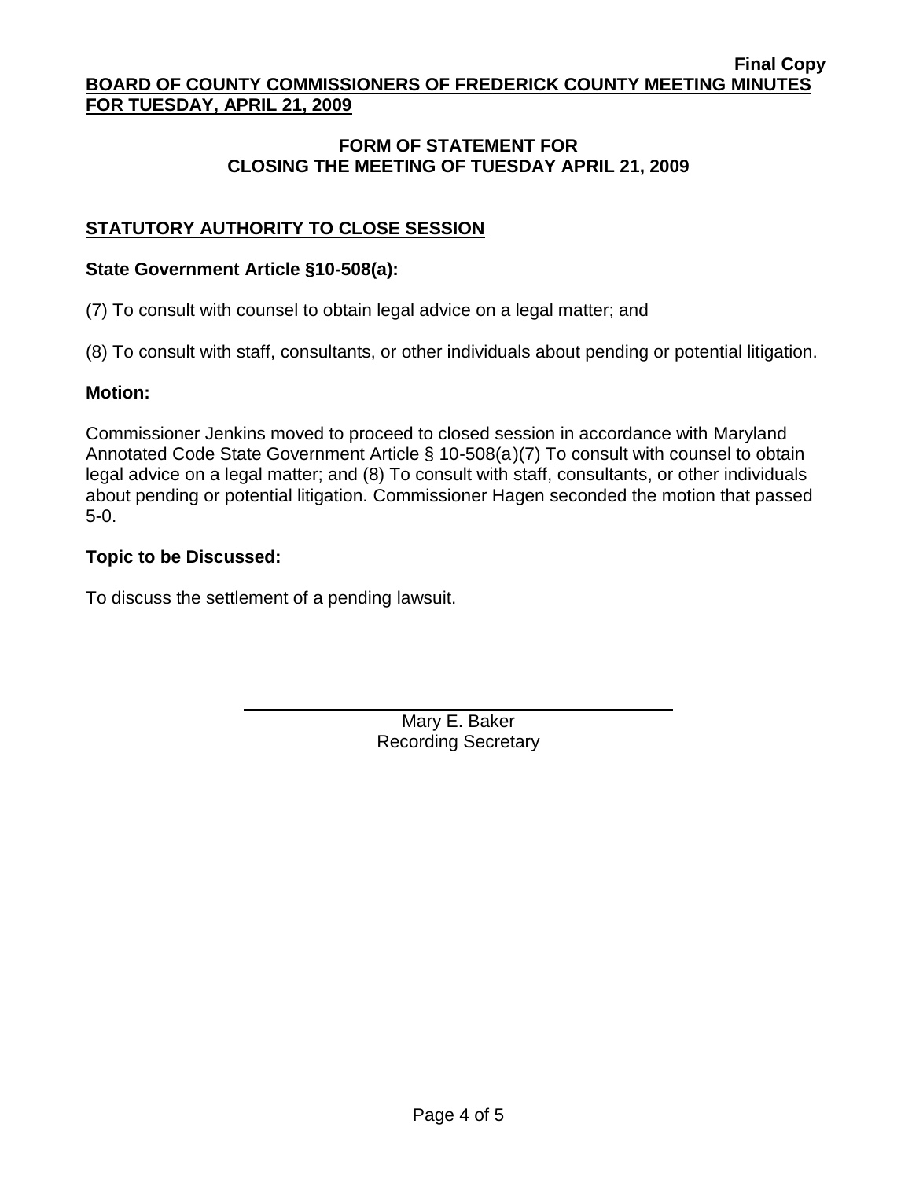## FORM OF STATEMENT FOR CLOSING THE MEETING OF TUESDAY APRIL 21, 2009

### STATUTORY AUTHORITY TO CLOSE SESSION

**State Government Article §10-508(a):**

(7) To consult with counsel to obtain legal advice on a legal matter; and

(8) To consult with staff, consultants, or other individuals about pending or potential litigation.

**Motion:**

Commissioner Jenkins moved to proceed to closed session in accordance with Maryland Annotated Code State Government Article § 10-508(a)(7) To consult with counsel to obtain legal advice on a legal matter; and (8) To consult with staff, consultants, or other individuals about pending or potential litigation. Commissioner Hagen seconded the motion that passed 5-0.

**Topic to be Discussed:**

To discuss the settlement of a pending lawsuit.

Mary E. Baker
Recording Secretary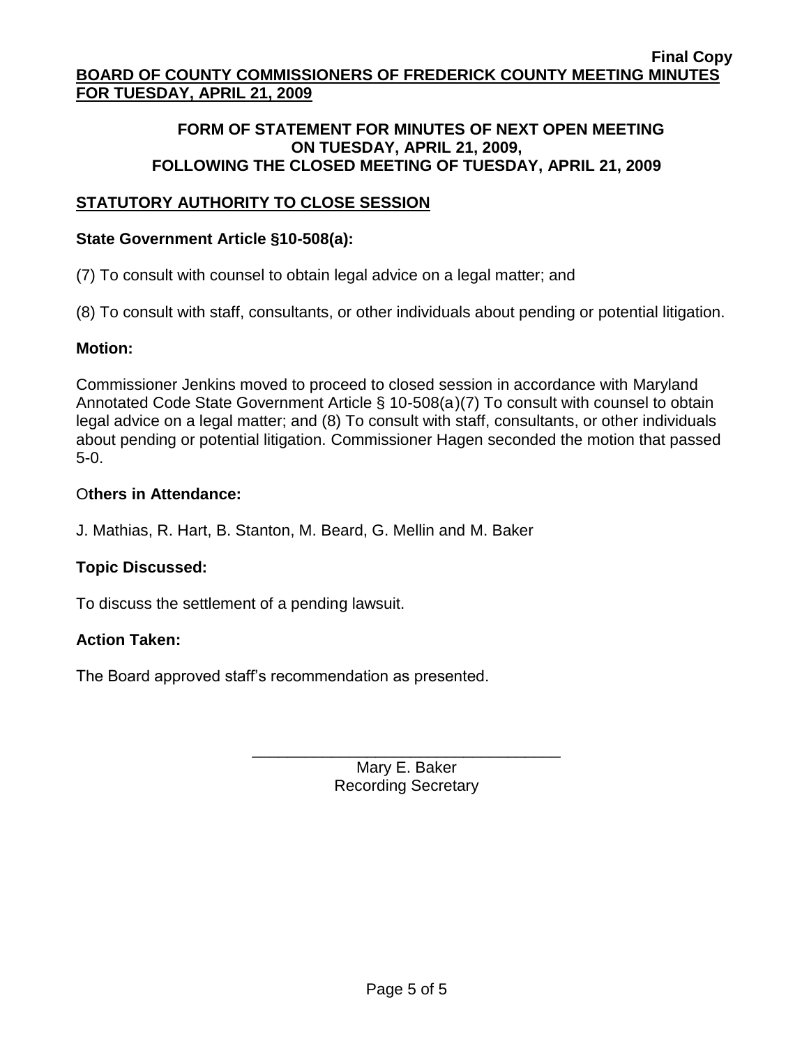**Final Copy**

**BOARD OF COUNTY COMMISSIONERS OF FREDERICK COUNTY MEETING MINUTES FOR TUESDAY, APRIL 21, 2009**

**FORM OF STATEMENT FOR MINUTES OF NEXT OPEN MEETING ON TUESDAY, APRIL 21, 2009, FOLLOWING THE CLOSED MEETING OF TUESDAY, APRIL 21, 2009**

## STATUTORY AUTHORITY TO CLOSE SESSION

### State Government Article §10-508(a):

(7) To consult with counsel to obtain legal advice on a legal matter; and

(8) To consult with staff, consultants, or other individuals about pending or potential litigation.

### Motion:

Commissioner Jenkins moved to proceed to closed session in accordance with Maryland Annotated Code State Government Article § 10-508(a)(7) To consult with counsel to obtain legal advice on a legal matter; and (8) To consult with staff, consultants, or other individuals about pending or potential litigation. Commissioner Hagen seconded the motion that passed 5-0.

### Others in Attendance:

J. Mathias, R. Hart, B. Stanton, M. Beard, G. Mellin and M. Baker

### Topic Discussed:

To discuss the settlement of a pending lawsuit.

### Action Taken:

The Board approved staff's recommendation as presented.

\_\_\_\_\_\_\_\_\_\_\_\_\_\_\_\_\_\_\_\_\_\_\_\_\_\_\_\_\_\_\_\_\_\_\_

Mary E. Baker
Recording Secretary